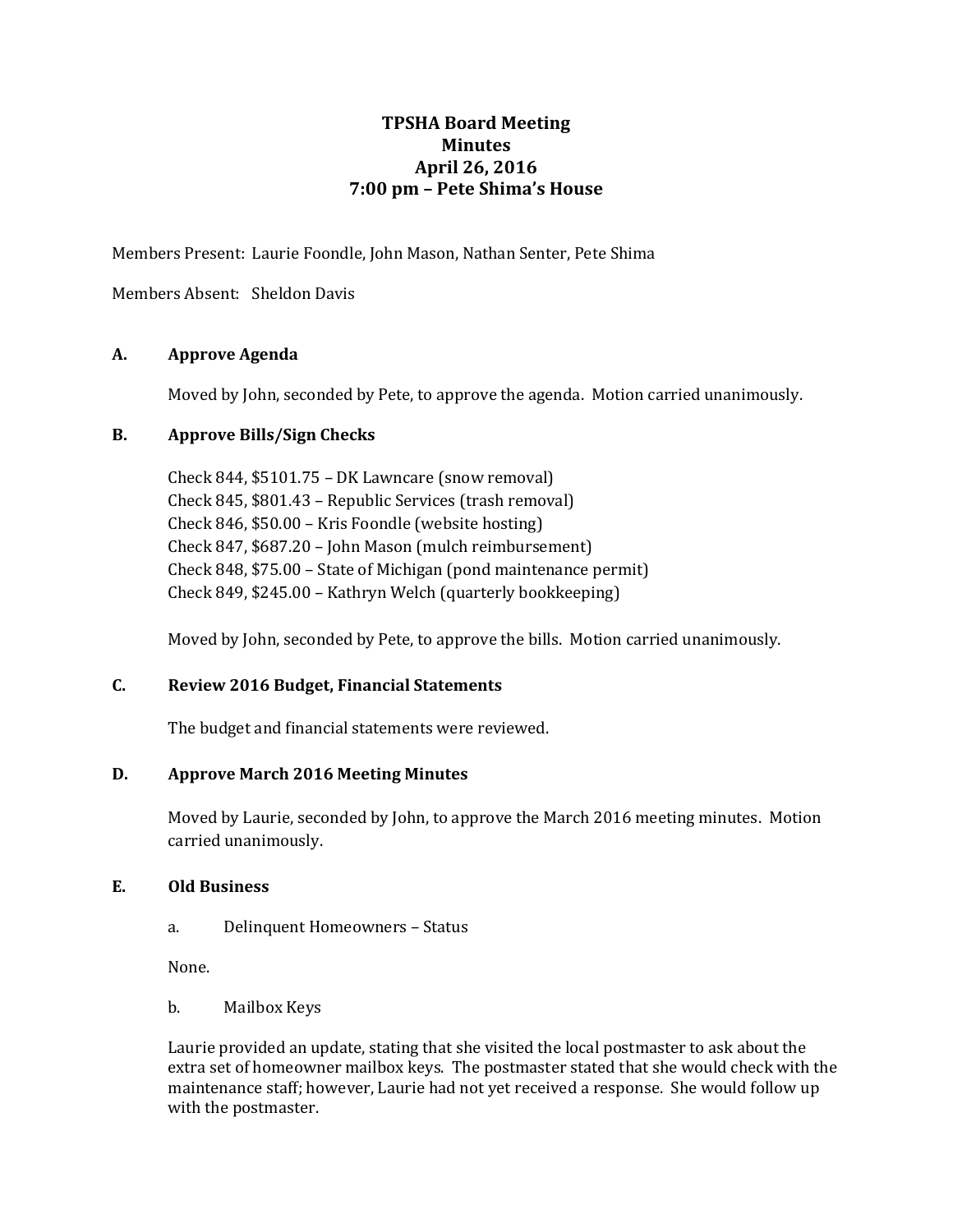# TPSHA Board Meeting
# Minutes
# April 26, 2016
# 7:00 pm – Pete Shima's House

Members Present: Laurie Foondle, John Mason, Nathan Senter, Pete Shima

Members Absent: Sheldon Davis

## A. Approve Agenda

Moved by John, seconded by Pete, to approve the agenda. Motion carried unanimously.

## B. Approve Bills/Sign Checks

Check 844, $5101.75 – DK Lawncare (snow removal)
Check 845, $801.43 – Republic Services (trash removal)
Check 846, $50.00 – Kris Foondle (website hosting)
Check 847, $687.20 – John Mason (mulch reimbursement)
Check 848, $75.00 – State of Michigan (pond maintenance permit)
Check 849, $245.00 – Kathryn Welch (quarterly bookkeeping)

Moved by John, seconded by Pete, to approve the bills. Motion carried unanimously.

## C. Review 2016 Budget, Financial Statements

The budget and financial statements were reviewed.

## D. Approve March 2016 Meeting Minutes

Moved by Laurie, seconded by John, to approve the March 2016 meeting minutes. Motion carried unanimously.

## E. Old Business

a. Delinquent Homeowners – Status

None.

b. Mailbox Keys

Laurie provided an update, stating that she visited the local postmaster to ask about the extra set of homeowner mailbox keys. The postmaster stated that she would check with the maintenance staff; however, Laurie had not yet received a response. She would follow up with the postmaster.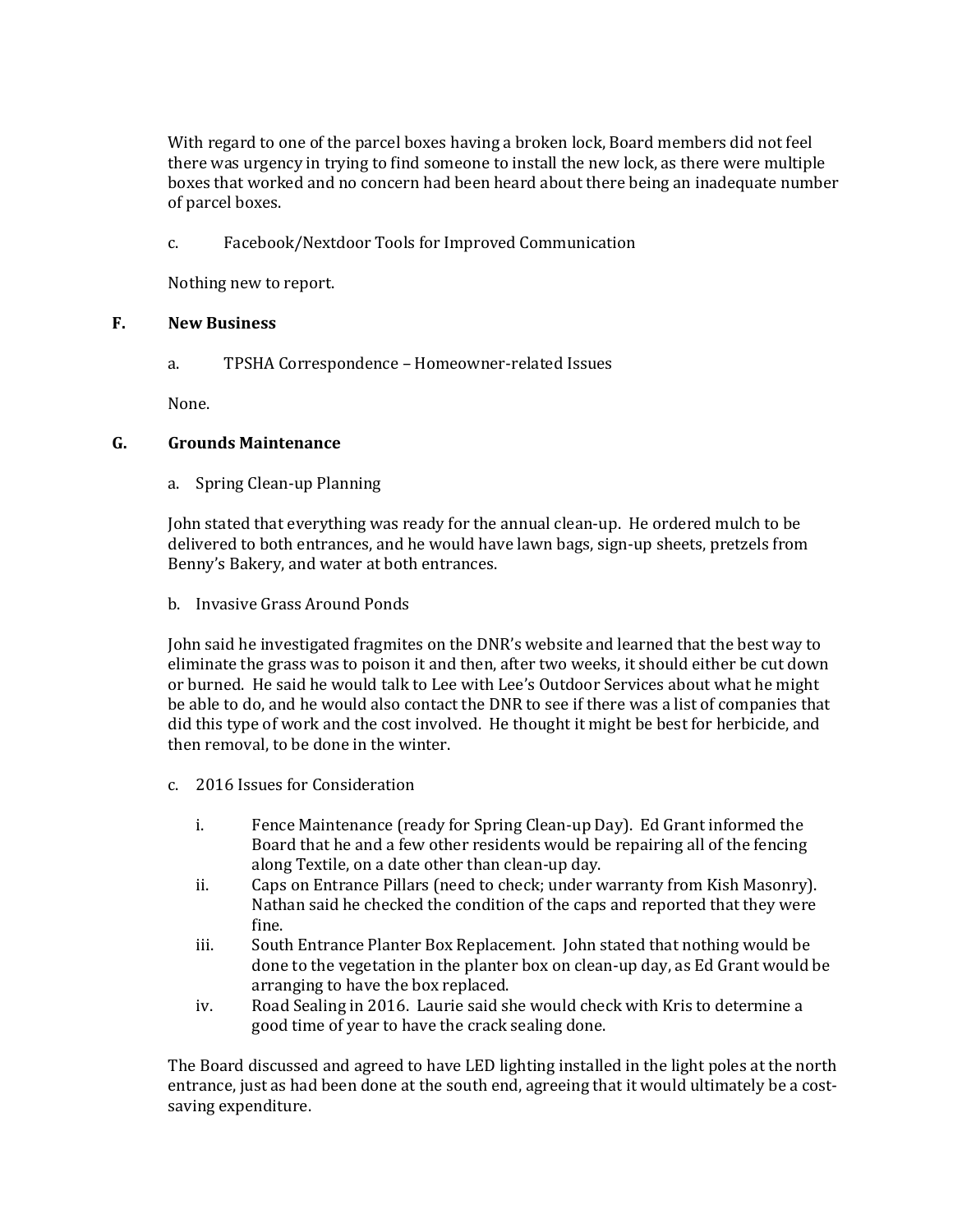With regard to one of the parcel boxes having a broken lock, Board members did not feel there was urgency in trying to find someone to install the new lock, as there were multiple boxes that worked and no concern had been heard about there being an inadequate number of parcel boxes.

c. Facebook/Nextdoor Tools for Improved Communication

Nothing new to report.

## F. New Business

a. TPSHA Correspondence – Homeowner-related Issues

None.

## G. Grounds Maintenance

a. Spring Clean-up Planning

John stated that everything was ready for the annual clean-up. He ordered mulch to be delivered to both entrances, and he would have lawn bags, sign-up sheets, pretzels from Benny's Bakery, and water at both entrances.

b. Invasive Grass Around Ponds

John said he investigated fragmites on the DNR's website and learned that the best way to eliminate the grass was to poison it and then, after two weeks, it should either be cut down or burned. He said he would talk to Lee with Lee's Outdoor Services about what he might be able to do, and he would also contact the DNR to see if there was a list of companies that did this type of work and the cost involved. He thought it might be best for herbicide, and then removal, to be done in the winter.

c. 2016 Issues for Consideration

i. Fence Maintenance (ready for Spring Clean-up Day). Ed Grant informed the Board that he and a few other residents would be repairing all of the fencing along Textile, on a date other than clean-up day.

ii. Caps on Entrance Pillars (need to check; under warranty from Kish Masonry). Nathan said he checked the condition of the caps and reported that they were fine.

iii. South Entrance Planter Box Replacement. John stated that nothing would be done to the vegetation in the planter box on clean-up day, as Ed Grant would be arranging to have the box replaced.

iv. Road Sealing in 2016. Laurie said she would check with Kris to determine a good time of year to have the crack sealing done.

The Board discussed and agreed to have LED lighting installed in the light poles at the north entrance, just as had been done at the south end, agreeing that it would ultimately be a cost-saving expenditure.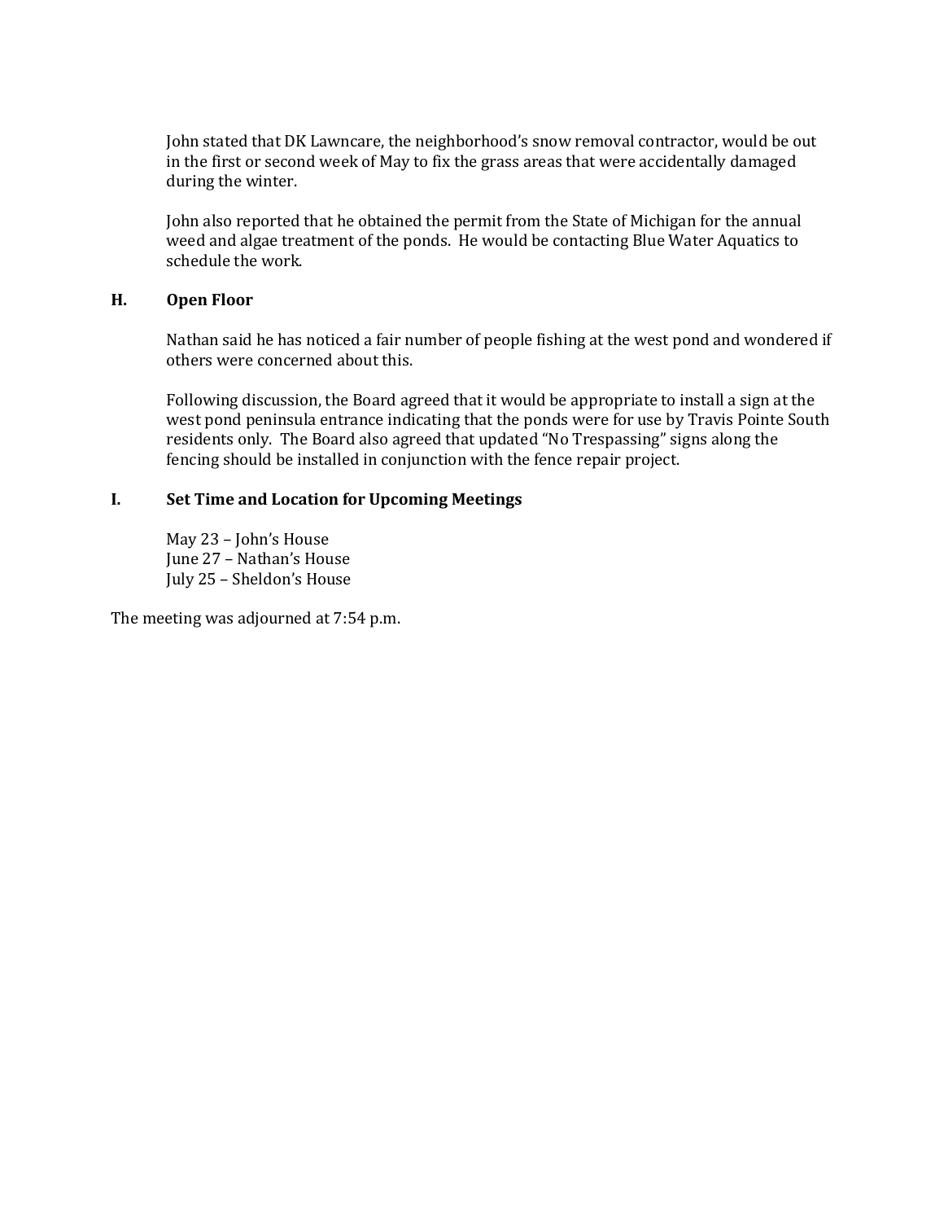John stated that DK Lawncare, the neighborhood's snow removal contractor, would be out in the first or second week of May to fix the grass areas that were accidentally damaged during the winter.

John also reported that he obtained the permit from the State of Michigan for the annual weed and algae treatment of the ponds. He would be contacting Blue Water Aquatics to schedule the work.

## H. Open Floor

Nathan said he has noticed a fair number of people fishing at the west pond and wondered if others were concerned about this.

Following discussion, the Board agreed that it would be appropriate to install a sign at the west pond peninsula entrance indicating that the ponds were for use by Travis Pointe South residents only. The Board also agreed that updated "No Trespassing" signs along the fencing should be installed in conjunction with the fence repair project.

## I. Set Time and Location for Upcoming Meetings

May 23 – John's House
June 27 – Nathan's House
July 25 – Sheldon's House

The meeting was adjourned at 7:54 p.m.